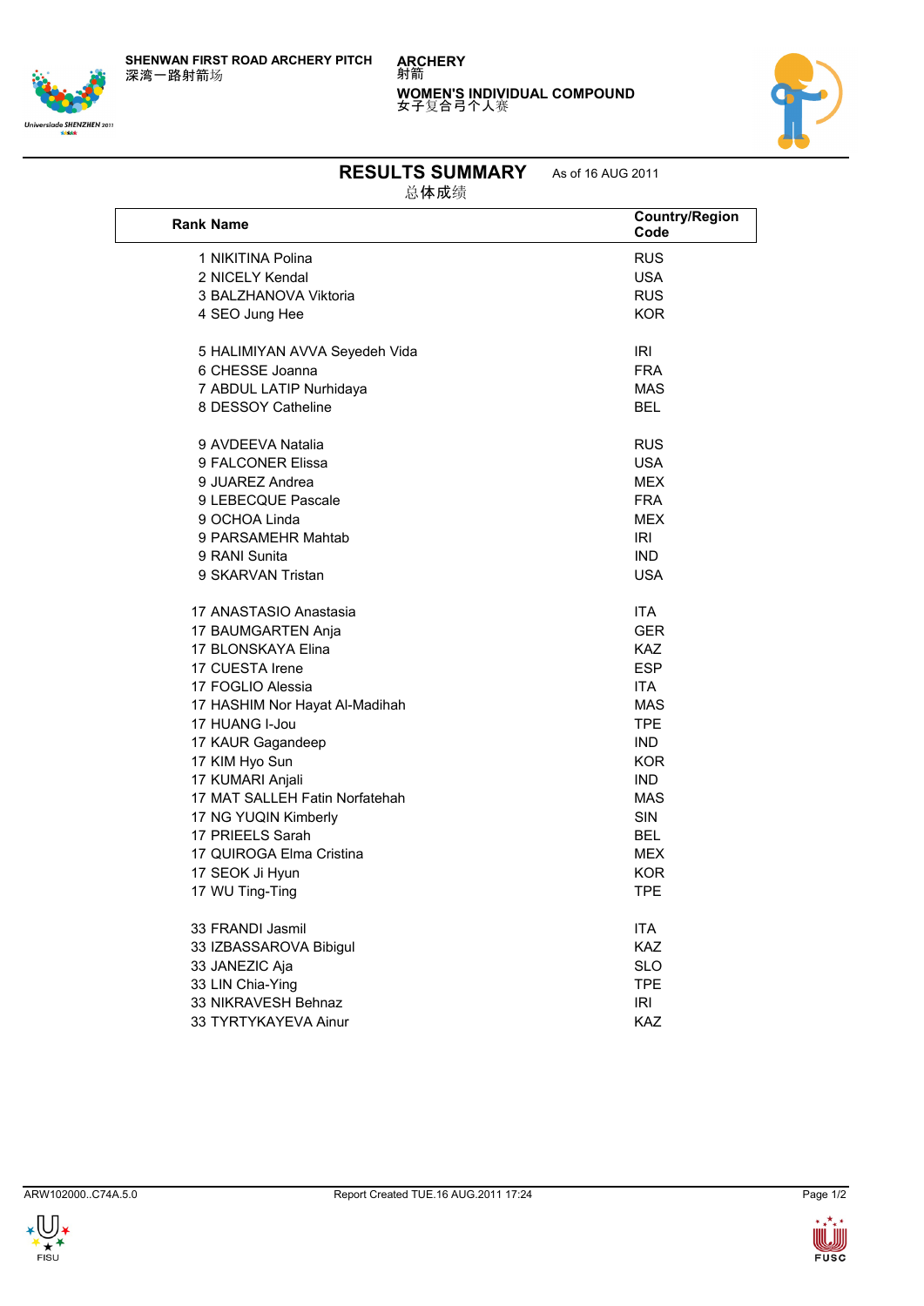SHENWAN FIRST ROAD ARCHERY PITCH
深湾一路射箭场

ARCHERY
射箭

WOMEN'S INDIVIDUAL COMPOUND
女子复合弓个人赛

## RESULTS SUMMARY

总体成绩

As of 16 AUG 2011

| Rank | Name | Country/Region Code |
|---|---|---|
| 1 | NIKITINA Polina | RUS |
| 2 | NICELY Kendal | USA |
| 3 | BALZHANOVA Viktoria | RUS |
| 4 | SEO Jung Hee | KOR |
| 5 | HALIMIYAN AVVA Seyedeh Vida | IRI |
| 6 | CHESSE Joanna | FRA |
| 7 | ABDUL LATIP Nurhidaya | MAS |
| 8 | DESSOY Catheline | BEL |
| 9 | AVDEEVA Natalia | RUS |
| 9 | FALCONER Elissa | USA |
| 9 | JUAREZ Andrea | MEX |
| 9 | LEBECQUE Pascale | FRA |
| 9 | OCHOA Linda | MEX |
| 9 | PARSAMEHR Mahtab | IRI |
| 9 | RANI Sunita | IND |
| 9 | SKARVAN Tristan | USA |
| 17 | ANASTASIO Anastasia | ITA |
| 17 | BAUMGARTEN Anja | GER |
| 17 | BLONSKAYA Elina | KAZ |
| 17 | CUESTA Irene | ESP |
| 17 | FOGLIO Alessia | ITA |
| 17 | HASHIM Nor Hayat Al-Madihah | MAS |
| 17 | HUANG I-Jou | TPE |
| 17 | KAUR Gagandeep | IND |
| 17 | KIM Hyo Sun | KOR |
| 17 | KUMARI Anjali | IND |
| 17 | MAT SALLEH Fatin Norfatehah | MAS |
| 17 | NG YUQIN Kimberly | SIN |
| 17 | PRIEELS Sarah | BEL |
| 17 | QUIROGA Elma Cristina | MEX |
| 17 | SEOK Ji Hyun | KOR |
| 17 | WU Ting-Ting | TPE |
| 33 | FRANDI Jasmil | ITA |
| 33 | IZBASSAROVA Bibigul | KAZ |
| 33 | JANEZIC Aja | SLO |
| 33 | LIN Chia-Ying | TPE |
| 33 | NIKRAVESH Behnaz | IRI |
| 33 | TYRTYKAYEVA Ainur | KAZ |

ARW102000..C74A.5.0 Report Created TUE.16 AUG.2011 17:24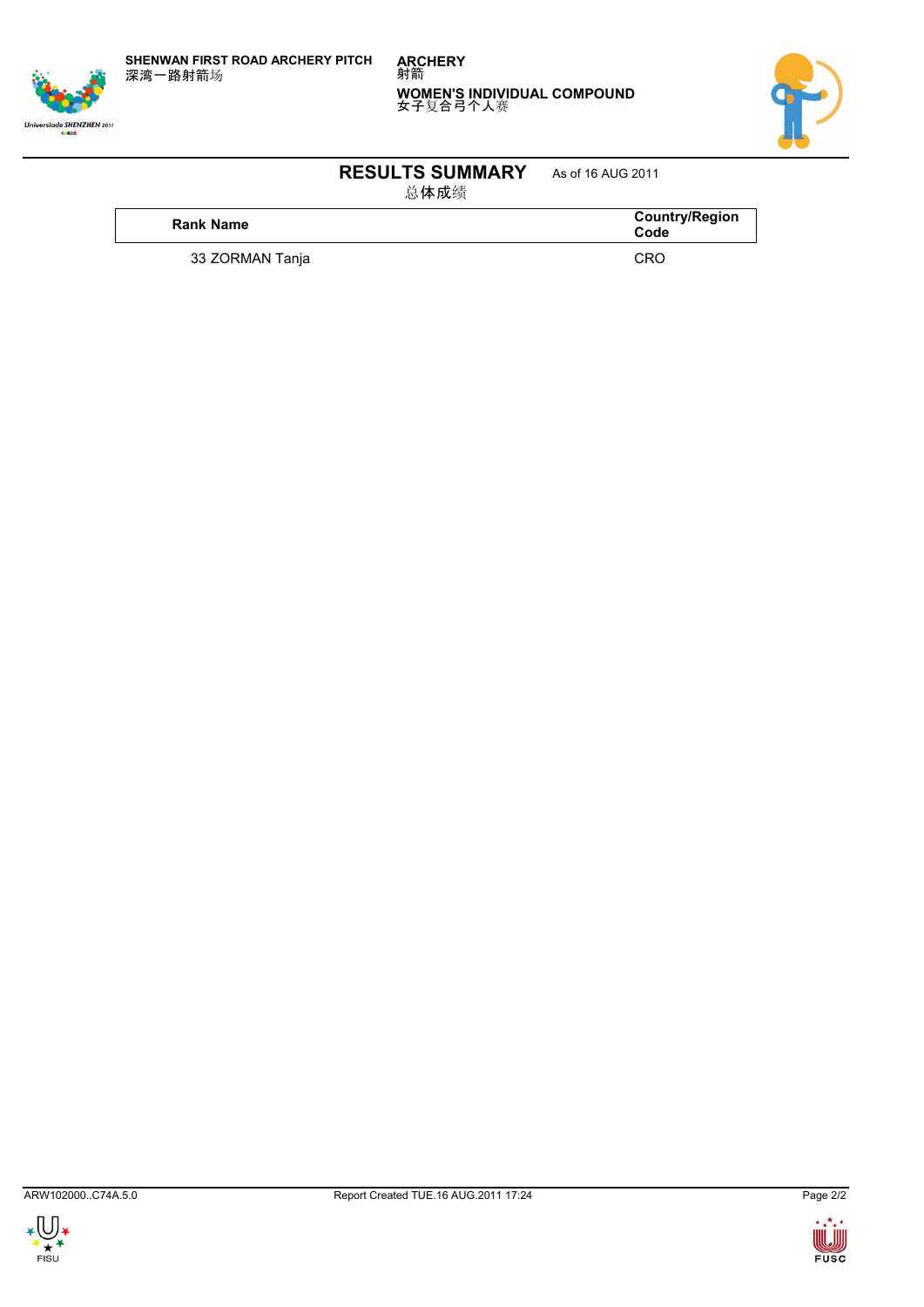**SHENWAN FIRST ROAD ARCHERY PITCH**
深湾一路射箭场

**ARCHERY**
射箭

**WOMEN'S INDIVIDUAL COMPOUND**
女子复合弓个人赛

## RESULTS SUMMARY
总体成绩

As of 16 AUG 2011

| Rank | Name | Country/Region Code |
|---|---|---|
| 33 | ZORMAN Tanja | CRO |

ARW102000..C74A.5.0 Report Created TUE.16 AUG.2011 17:24